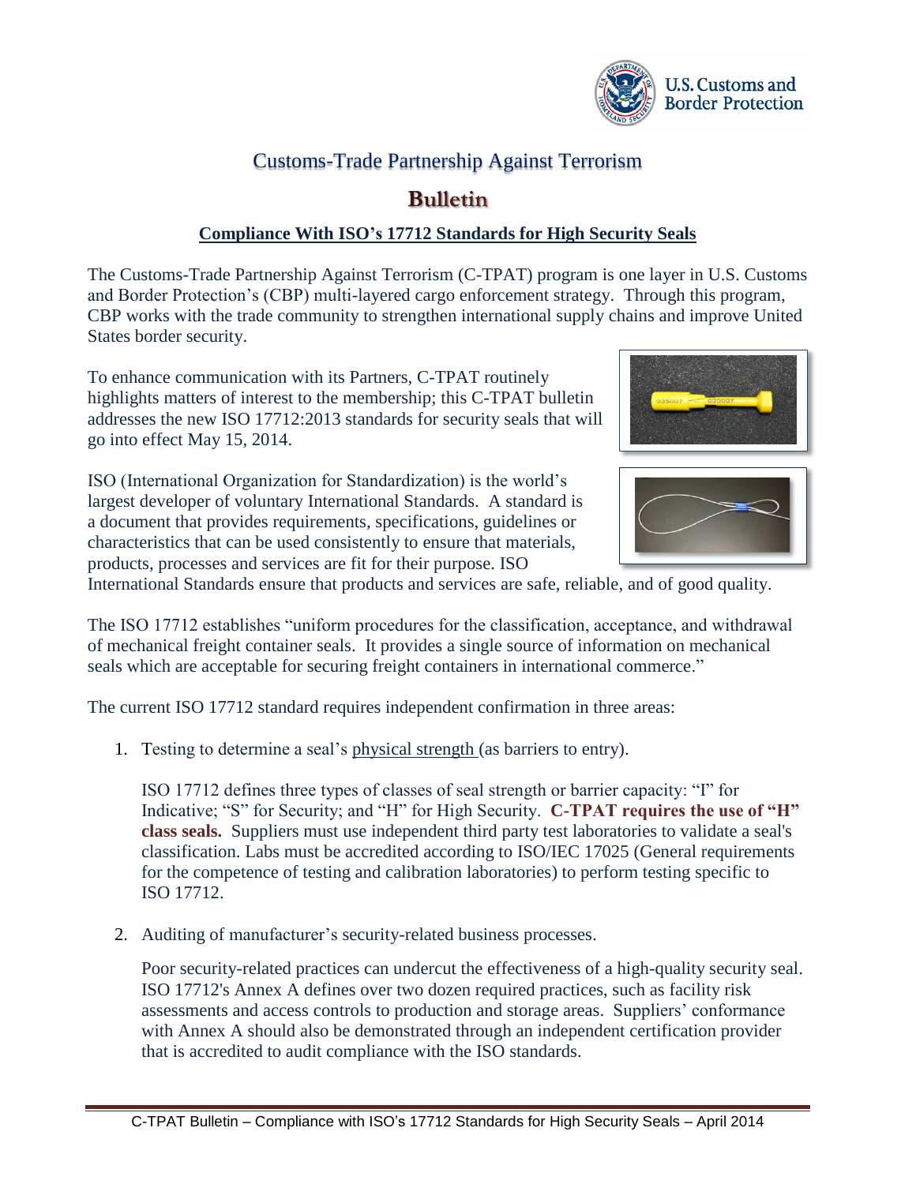# Customs-Trade Partnership Against Terrorism

## Bulletin

### Compliance With ISO's 17712 Standards for High Security Seals

The Customs-Trade Partnership Against Terrorism (C-TPAT) program is one layer in U.S. Customs and Border Protection's (CBP) multi-layered cargo enforcement strategy. Through this program, CBP works with the trade community to strengthen international supply chains and improve United States border security.

To enhance communication with its Partners, C-TPAT routinely highlights matters of interest to the membership; this C-TPAT bulletin addresses the new ISO 17712:2013 standards for security seals that will go into effect May 15, 2014.

ISO (International Organization for Standardization) is the world's largest developer of voluntary International Standards. A standard is a document that provides requirements, specifications, guidelines or characteristics that can be used consistently to ensure that materials, products, processes and services are fit for their purpose. ISO International Standards ensure that products and services are safe, reliable, and of good quality.

The ISO 17712 establishes "uniform procedures for the classification, acceptance, and withdrawal of mechanical freight container seals. It provides a single source of information on mechanical seals which are acceptable for securing freight containers in international commerce."

The current ISO 17712 standard requires independent confirmation in three areas:

1. Testing to determine a seal's physical strength (as barriers to entry).

   ISO 17712 defines three types of classes of seal strength or barrier capacity: "I" for Indicative; "S" for Security; and "H" for High Security. **C-TPAT requires the use of "H" class seals.** Suppliers must use independent third party test laboratories to validate a seal's classification. Labs must be accredited according to ISO/IEC 17025 (General requirements for the competence of testing and calibration laboratories) to perform testing specific to ISO 17712.

2. Auditing of manufacturer's security-related business processes.

   Poor security-related practices can undercut the effectiveness of a high-quality security seal. ISO 17712's Annex A defines over two dozen required practices, such as facility risk assessments and access controls to production and storage areas. Suppliers' conformance with Annex A should also be demonstrated through an independent certification provider that is accredited to audit compliance with the ISO standards.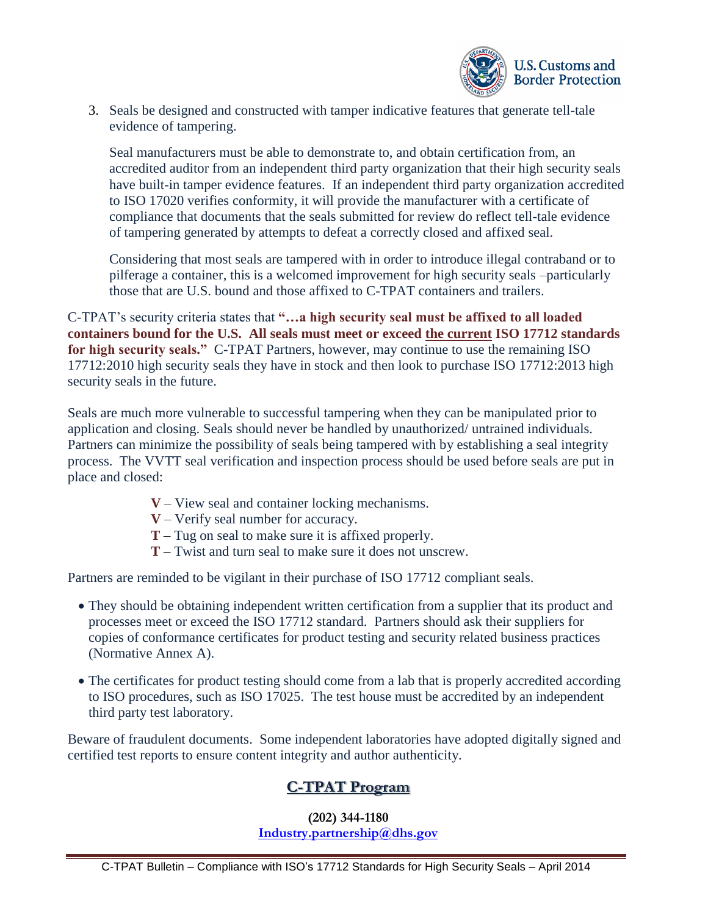3. Seals be designed and constructed with tamper indicative features that generate tell-tale evidence of tampering.

   Seal manufacturers must be able to demonstrate to, and obtain certification from, an accredited auditor from an independent third party organization that their high security seals have built-in tamper evidence features. If an independent third party organization accredited to ISO 17020 verifies conformity, it will provide the manufacturer with a certificate of compliance that documents that the seals submitted for review do reflect tell-tale evidence of tampering generated by attempts to defeat a correctly closed and affixed seal.

   Considering that most seals are tampered with in order to introduce illegal contraband or to pilferage a container, this is a welcomed improvement for high security seals –particularly those that are U.S. bound and those affixed to C-TPAT containers and trailers.

C-TPAT's security criteria states that **"…a high security seal must be affixed to all loaded containers bound for the U.S. All seals must meet or exceed the current ISO 17712 standards for high security seals."** C-TPAT Partners, however, may continue to use the remaining ISO 17712:2010 high security seals they have in stock and then look to purchase ISO 17712:2013 high security seals in the future.

Seals are much more vulnerable to successful tampering when they can be manipulated prior to application and closing. Seals should never be handled by unauthorized/ untrained individuals. Partners can minimize the possibility of seals being tampered with by establishing a seal integrity process. The VVTT seal verification and inspection process should be used before seals are put in place and closed:

**V** – View seal and container locking mechanisms.
**V** – Verify seal number for accuracy.
**T** – Tug on seal to make sure it is affixed properly.
**T** – Twist and turn seal to make sure it does not unscrew.

Partners are reminded to be vigilant in their purchase of ISO 17712 compliant seals.

- They should be obtaining independent written certification from a supplier that its product and processes meet or exceed the ISO 17712 standard. Partners should ask their suppliers for copies of conformance certificates for product testing and security related business practices (Normative Annex A).
- The certificates for product testing should come from a lab that is properly accredited according to ISO procedures, such as ISO 17025. The test house must be accredited by an independent third party test laboratory.

Beware of fraudulent documents. Some independent laboratories have adopted digitally signed and certified test reports to ensure content integrity and author authenticity.

## C-TPAT Program

**(202) 344-1180**
**Industry.partnership@dhs.gov**